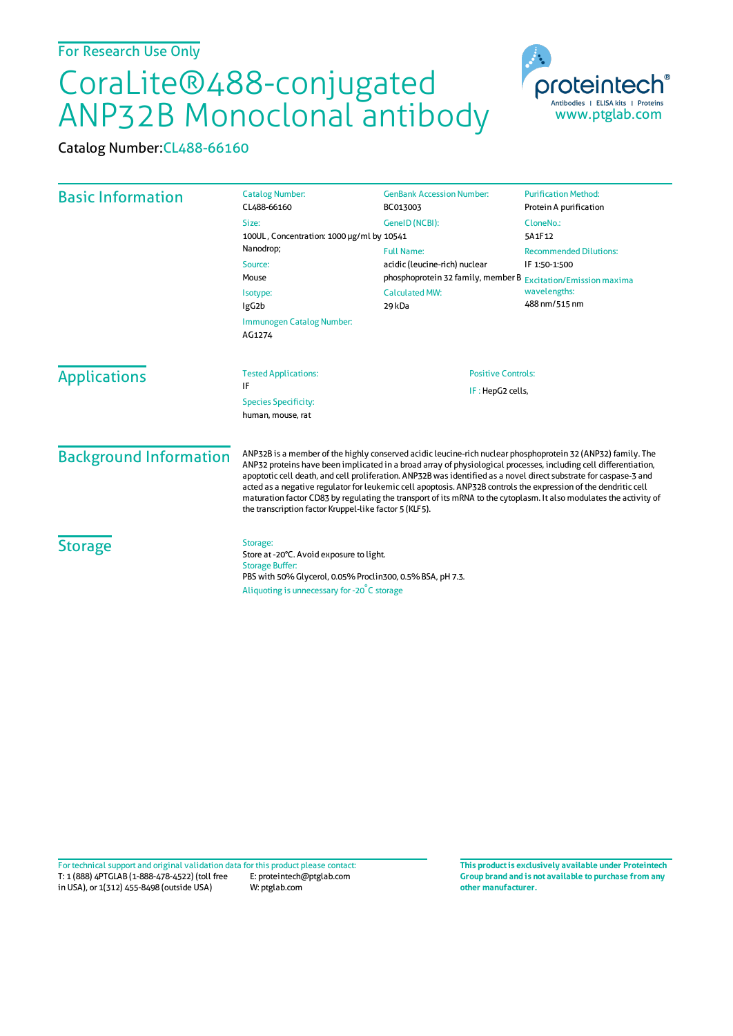For Research Use Only

# CoraLite®488-conjugated ANP32B Monoclonal antibody

Catalog Number: CL488-66160

## Basic Information

**Catalog Number:**
CL488-66160

**Size:**
100UL , Concentration: 1000 μg/ml by Nanodrop;

**Source:**
Mouse

**Isotype:**
IgG2b

**Immunogen Catalog Number:**
AG1274

**GenBank Accession Number:**
BC013003

**GeneID (NCBI):**
10541

**Full Name:**
acidic (leucine-rich) nuclear phosphoprotein 32 family, member B

**Calculated MW:**
29 kDa

**Purification Method:**
Protein A purification

**CloneNo.:**
5A1F12

**Recommended Dilutions:**
IF 1:50-1:500

**Excitation/Emission maxima wavelengths:**
488 nm/515 nm

## Applications

**Tested Applications:**
IF

**Species Specificity:**
human, mouse, rat

**Positive Controls:**
IF : HepG2 cells,

## Background Information

ANP32B is a member of the highly conserved acidic leucine-rich nuclear phosphoprotein 32 (ANP32) family. The ANP32 proteins have been implicated in a broad array of physiological processes, including cell differentiation, apoptotic cell death, and cell proliferation. ANP32B was identified as a novel direct substrate for caspase-3 and acted as a negative regulator for leukemic cell apoptosis. ANP32B controls the expression of the dendritic cell maturation factor CD83 by regulating the transport of its mRNA to the cytoplasm. It also modulates the activity of the transcription factor Kruppel-like factor 5 (KLF5).

## Storage

**Storage:**
Store at -20°C. Avoid exposure to light.

**Storage Buffer:**
PBS with 50% Glycerol, 0.05% Proclin300, 0.5% BSA, pH 7.3.

Aliquoting is unnecessary for -20°C storage

For technical support and original validation data for this product please contact:
T: 1 (888) 4PTGLAB (1-888-478-4522) (toll free in USA), or 1(312) 455-8498 (outside USA)
E: proteintech@ptglab.com
W: ptglab.com

**This product is exclusively available under Proteintech Group brand and is not available to purchase from any other manufacturer.**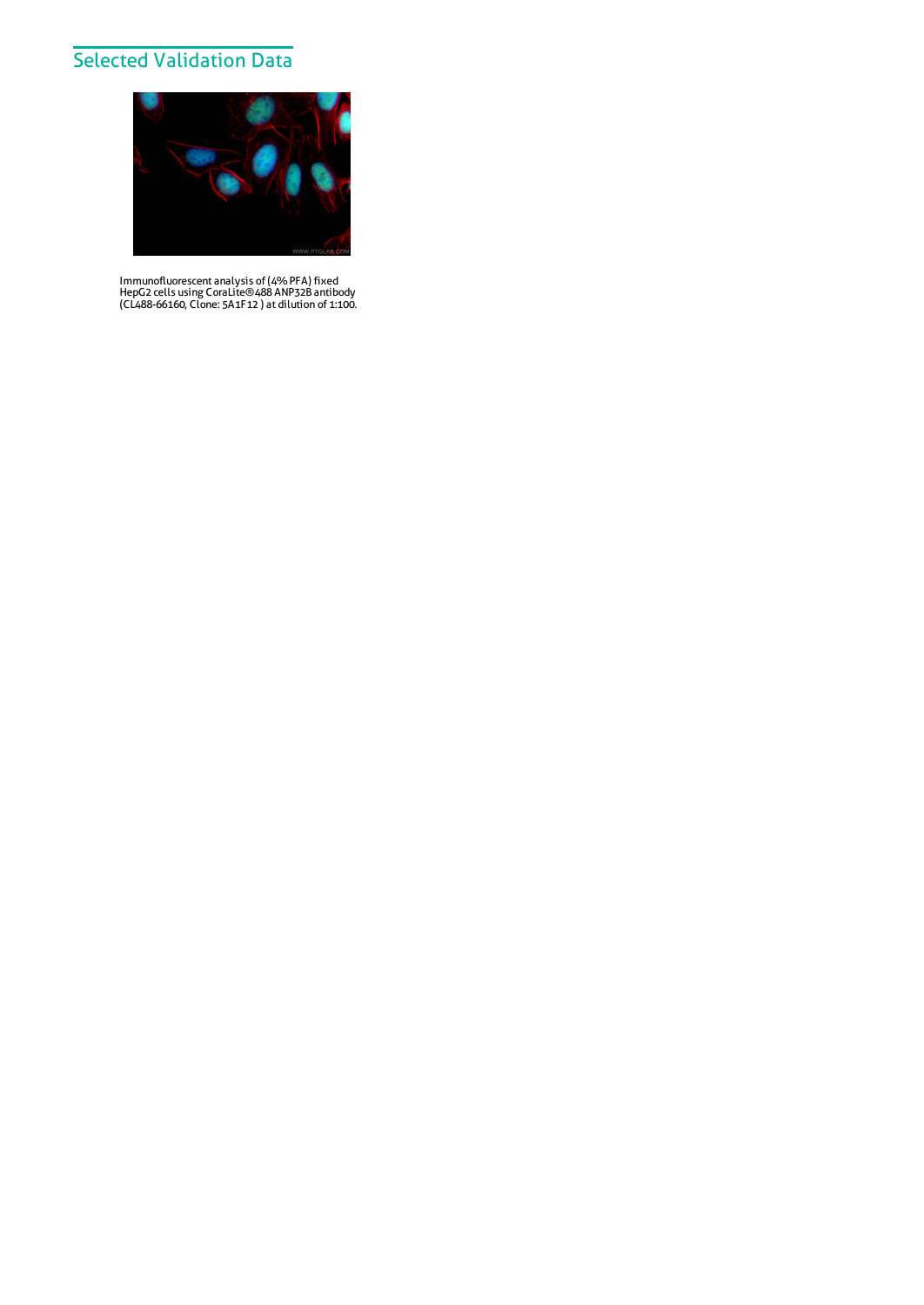## Selected Validation Data

Immunofluorescent analysis of (4% PFA) fixed HepG2 cells using CoraLite®488 ANP32B antibody (CL488-66160, Clone: 5A1F12 ) at dilution of 1:100.